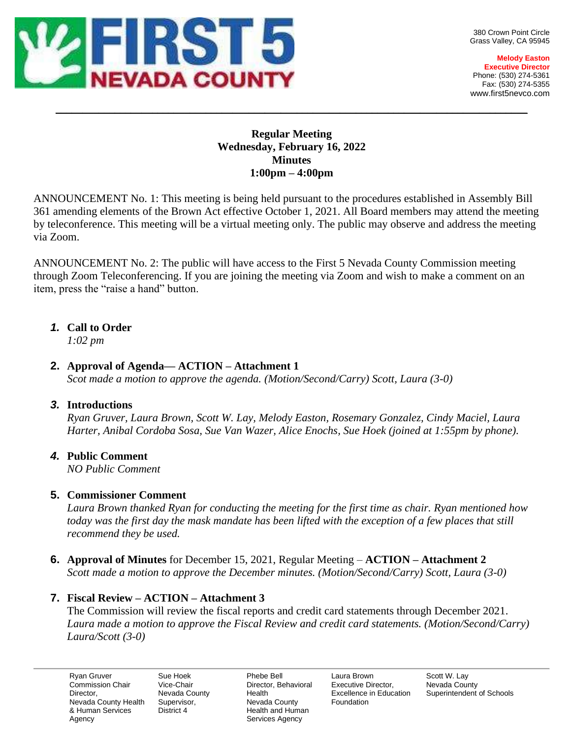# FIRST 5 NEVADA COUNTY

380 Crown Point Circle
Grass Valley, CA 95945

**Melody Easton**
**Executive Director**
Phone: (530) 274-5361
Fax: (530) 274-5355
www.first5nevco.com

---

**Regular Meeting**
**Wednesday, February 16, 2022**
**Minutes**
**1:00pm – 4:00pm**

ANNOUNCEMENT No. 1: This meeting is being held pursuant to the procedures established in Assembly Bill 361 amending elements of the Brown Act effective October 1, 2021. All Board members may attend the meeting by teleconference. This meeting will be a virtual meeting only. The public may observe and address the meeting via Zoom.

ANNOUNCEMENT No. 2: The public will have access to the First 5 Nevada County Commission meeting through Zoom Teleconferencing. If you are joining the meeting via Zoom and wish to make a comment on an item, press the "raise a hand" button.

1. **Call to Order**
   *1:02 pm*

2. **Approval of Agenda— ACTION – Attachment 1**
   *Scot made a motion to approve the agenda. (Motion/Second/Carry) Scott, Laura (3-0)*

3. **Introductions**
   *Ryan Gruver, Laura Brown, Scott W. Lay, Melody Easton, Rosemary Gonzalez, Cindy Maciel, Laura Harter, Anibal Cordoba Sosa, Sue Van Wazer, Alice Enochs, Sue Hoek (joined at 1:55pm by phone).*

4. **Public Comment**
   *NO Public Comment*

5. **Commissioner Comment**
   *Laura Brown thanked Ryan for conducting the meeting for the first time as chair. Ryan mentioned how today was the first day the mask mandate has been lifted with the exception of a few places that still recommend they be used.*

6. **Approval of Minutes** for December 15, 2021, Regular Meeting – **ACTION – Attachment 2**
   *Scott made a motion to approve the December minutes. (Motion/Second/Carry) Scott, Laura (3-0)*

7. **Fiscal Review – ACTION – Attachment 3**
   The Commission will review the fiscal reports and credit card statements through December 2021.
   *Laura made a motion to approve the Fiscal Review and credit card statements. (Motion/Second/Carry) Laura/Scott (3-0)*

---

| Ryan Gruver | Sue Hoek | Phebe Bell | Laura Brown | Scott W. Lay |
|---|---|---|---|---|
| Commission Chair Director, Nevada County Health & Human Services Agency | Vice-Chair Nevada County Supervisor, District 4 | Director, Behavioral Health Nevada County Health and Human Services Agency | Executive Director, Excellence in Education Foundation | Nevada County Superintendent of Schools |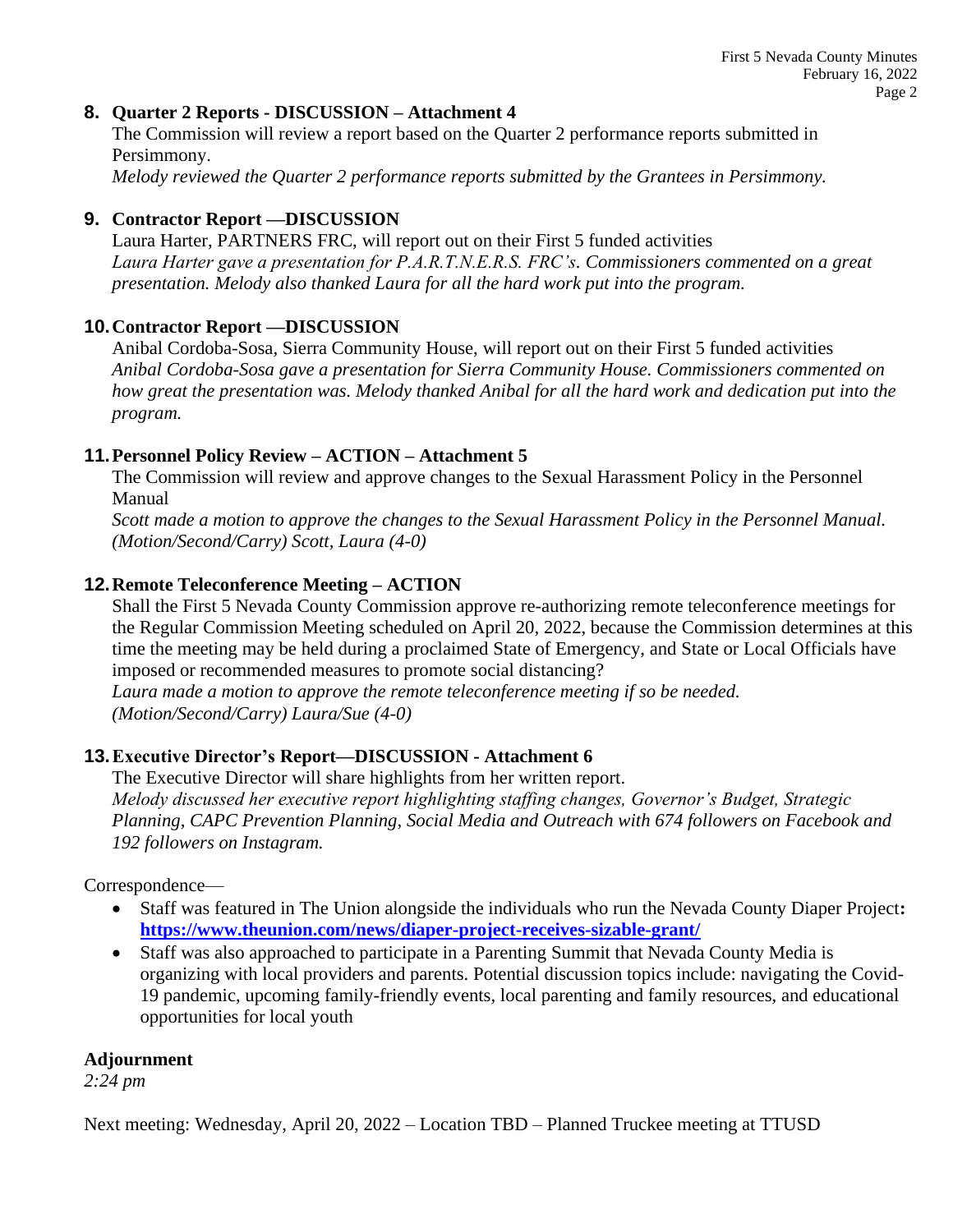**8. Quarter 2 Reports - DISCUSSION – Attachment 4**

The Commission will review a report based on the Quarter 2 performance reports submitted in Persimmony.

*Melody reviewed the Quarter 2 performance reports submitted by the Grantees in Persimmony.*

**9. Contractor Report —DISCUSSION**

Laura Harter, PARTNERS FRC, will report out on their First 5 funded activities

*Laura Harter gave a presentation for P.A.R.T.N.E.R.S. FRC's. Commissioners commented on a great presentation. Melody also thanked Laura for all the hard work put into the program.*

**10. Contractor Report —DISCUSSION**

Anibal Cordoba-Sosa, Sierra Community House, will report out on their First 5 funded activities

*Anibal Cordoba-Sosa gave a presentation for Sierra Community House. Commissioners commented on how great the presentation was. Melody thanked Anibal for all the hard work and dedication put into the program.*

**11. Personnel Policy Review – ACTION – Attachment 5**

The Commission will review and approve changes to the Sexual Harassment Policy in the Personnel Manual

*Scott made a motion to approve the changes to the Sexual Harassment Policy in the Personnel Manual. (Motion/Second/Carry) Scott, Laura (4-0)*

**12. Remote Teleconference Meeting – ACTION**

Shall the First 5 Nevada County Commission approve re-authorizing remote teleconference meetings for the Regular Commission Meeting scheduled on April 20, 2022, because the Commission determines at this time the meeting may be held during a proclaimed State of Emergency, and State or Local Officials have imposed or recommended measures to promote social distancing?

*Laura made a motion to approve the remote teleconference meeting if so be needed. (Motion/Second/Carry) Laura/Sue (4-0)*

**13. Executive Director's Report—DISCUSSION - Attachment 6**

The Executive Director will share highlights from her written report.

*Melody discussed her executive report highlighting staffing changes, Governor's Budget, Strategic Planning, CAPC Prevention Planning, Social Media and Outreach with 674 followers on Facebook and 192 followers on Instagram.*

Correspondence—

- Staff was featured in The Union alongside the individuals who run the Nevada County Diaper Project**:** **https://www.theunion.com/news/diaper-project-receives-sizable-grant/**
- Staff was also approached to participate in a Parenting Summit that Nevada County Media is organizing with local providers and parents. Potential discussion topics include: navigating the Covid-19 pandemic, upcoming family-friendly events, local parenting and family resources, and educational opportunities for local youth

**Adjournment**

*2:24 pm*

Next meeting: Wednesday, April 20, 2022 – Location TBD – Planned Truckee meeting at TTUSD